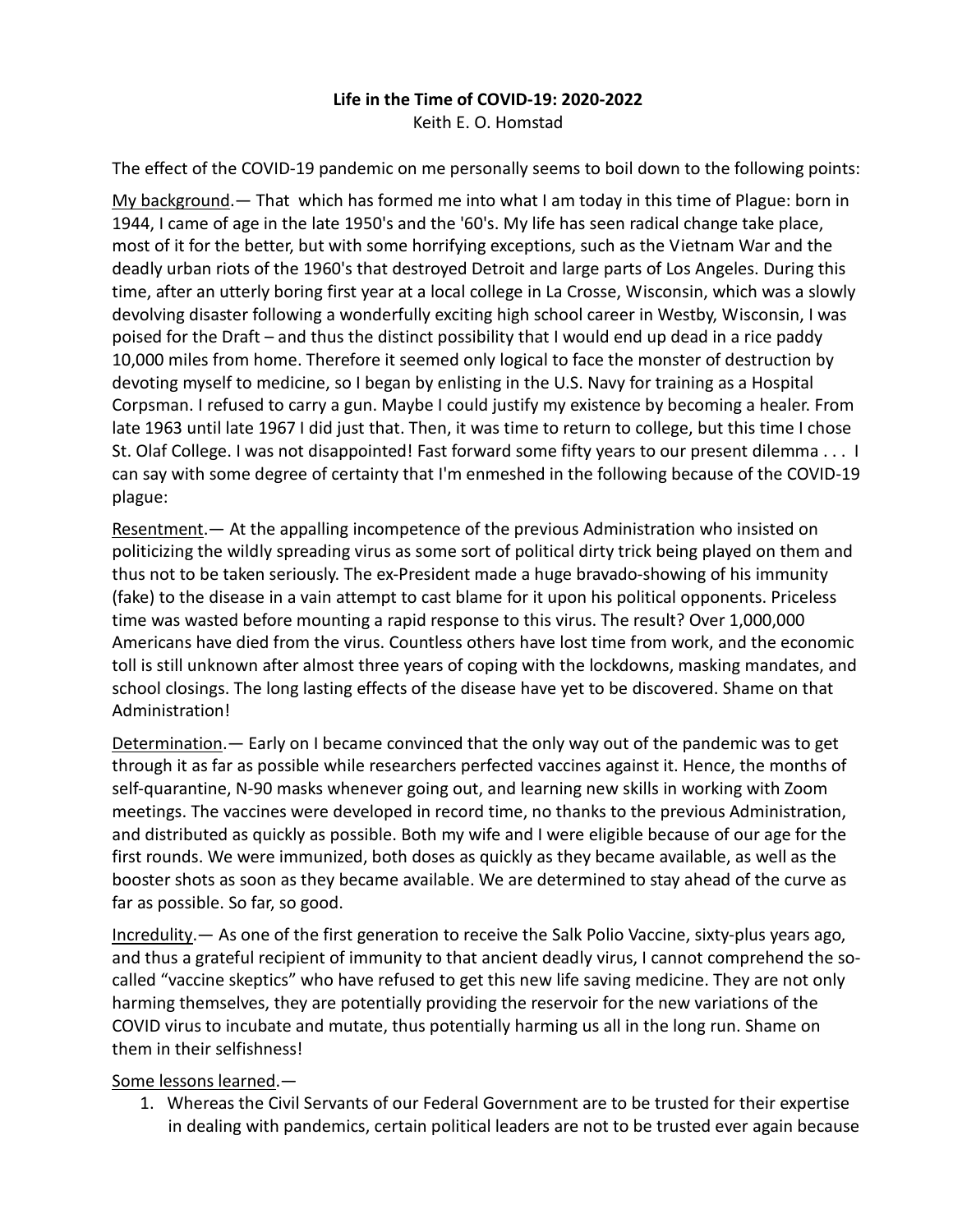**Life in the Time of COVID-19: 2020-2022**

Keith E. O. Homstad

The effect of the COVID-19 pandemic on me personally seems to boil down to the following points:

<u>My background</u>.— That which has formed me into what I am today in this time of Plague: born in 1944, I came of age in the late 1950's and the '60's. My life has seen radical change take place, most of it for the better, but with some horrifying exceptions, such as the Vietnam War and the deadly urban riots of the 1960's that destroyed Detroit and large parts of Los Angeles. During this time, after an utterly boring first year at a local college in La Crosse, Wisconsin, which was a slowly devolving disaster following a wonderfully exciting high school career in Westby, Wisconsin, I was poised for the Draft – and thus the distinct possibility that I would end up dead in a rice paddy 10,000 miles from home. Therefore it seemed only logical to face the monster of destruction by devoting myself to medicine, so I began by enlisting in the U.S. Navy for training as a Hospital Corpsman. I refused to carry a gun. Maybe I could justify my existence by becoming a healer. From late 1963 until late 1967 I did just that. Then, it was time to return to college, but this time I chose St. Olaf College. I was not disappointed! Fast forward some fifty years to our present dilemma . . . I can say with some degree of certainty that I'm enmeshed in the following because of the COVID-19 plague:

<u>Resentment</u>.— At the appalling incompetence of the previous Administration who insisted on politicizing the wildly spreading virus as some sort of political dirty trick being played on them and thus not to be taken seriously. The ex-President made a huge bravado-showing of his immunity (fake) to the disease in a vain attempt to cast blame for it upon his political opponents. Priceless time was wasted before mounting a rapid response to this virus. The result? Over 1,000,000 Americans have died from the virus. Countless others have lost time from work, and the economic toll is still unknown after almost three years of coping with the lockdowns, masking mandates, and school closings. The long lasting effects of the disease have yet to be discovered. Shame on that Administration!

<u>Determination</u>.— Early on I became convinced that the only way out of the pandemic was to get through it as far as possible while researchers perfected vaccines against it. Hence, the months of self-quarantine, N-90 masks whenever going out, and learning new skills in working with Zoom meetings. The vaccines were developed in record time, no thanks to the previous Administration, and distributed as quickly as possible. Both my wife and I were eligible because of our age for the first rounds. We were immunized, both doses as quickly as they became available, as well as the booster shots as soon as they became available. We are determined to stay ahead of the curve as far as possible. So far, so good.

<u>Incredulity</u>.— As one of the first generation to receive the Salk Polio Vaccine, sixty-plus years ago, and thus a grateful recipient of immunity to that ancient deadly virus, I cannot comprehend the so-called "vaccine skeptics" who have refused to get this new life saving medicine. They are not only harming themselves, they are potentially providing the reservoir for the new variations of the COVID virus to incubate and mutate, thus potentially harming us all in the long run. Shame on them in their selfishness!

<u>Some lessons learned</u>.—

1. Whereas the Civil Servants of our Federal Government are to be trusted for their expertise in dealing with pandemics, certain political leaders are not to be trusted ever again because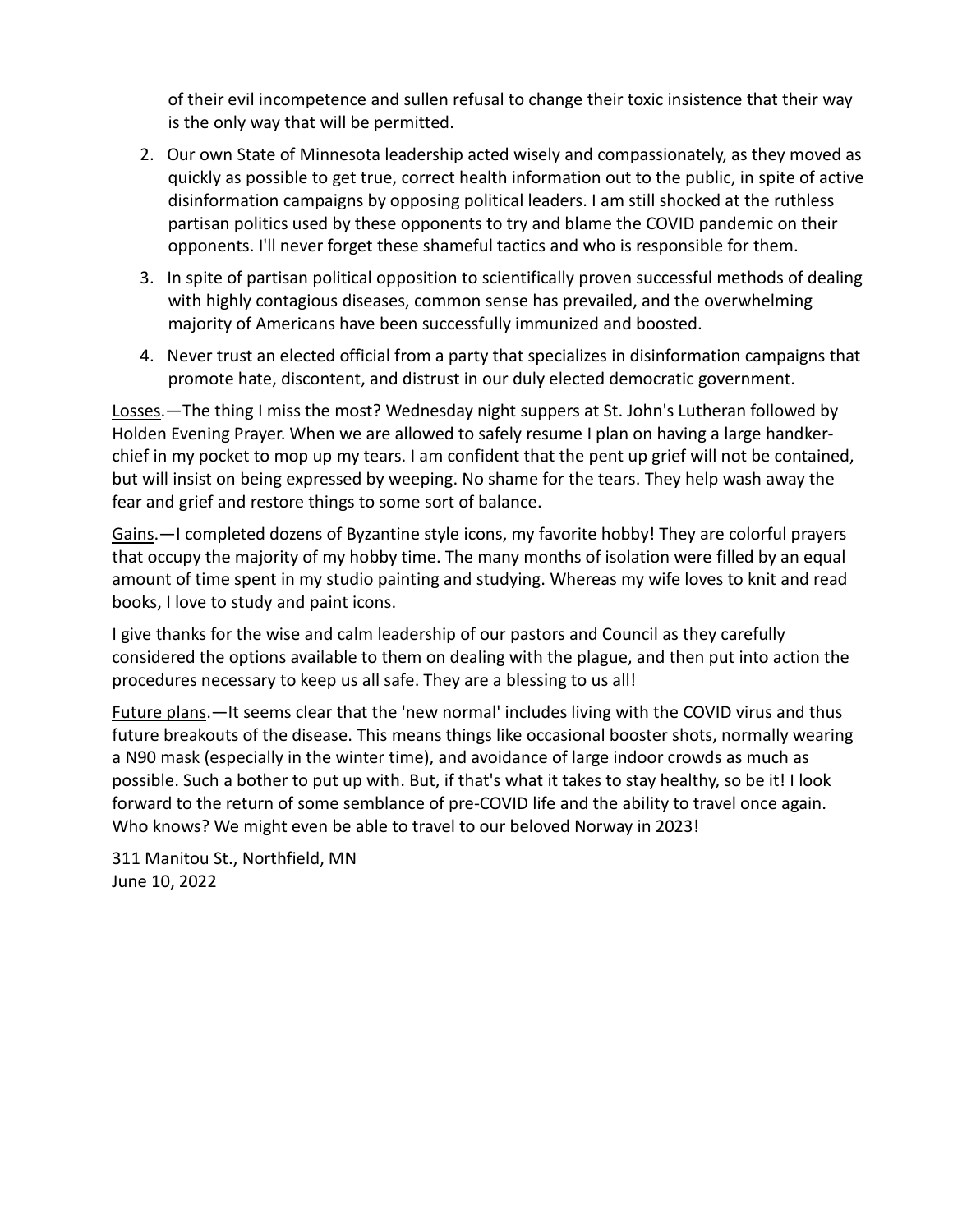of their evil incompetence and sullen refusal to change their toxic insistence that their way is the only way that will be permitted.

2. Our own State of Minnesota leadership acted wisely and compassionately, as they moved as quickly as possible to get true, correct health information out to the public, in spite of active disinformation campaigns by opposing political leaders. I am still shocked at the ruthless partisan politics used by these opponents to try and blame the COVID pandemic on their opponents. I'll never forget these shameful tactics and who is responsible for them.
3. In spite of partisan political opposition to scientifically proven successful methods of dealing with highly contagious diseases, common sense has prevailed, and the overwhelming majority of Americans have been successfully immunized and boosted.
4. Never trust an elected official from a party that specializes in disinformation campaigns that promote hate, discontent, and distrust in our duly elected democratic government.

<u>Losses</u>.—The thing I miss the most? Wednesday night suppers at St. John's Lutheran followed by Holden Evening Prayer. When we are allowed to safely resume I plan on having a large handker-chief in my pocket to mop up my tears. I am confident that the pent up grief will not be contained, but will insist on being expressed by weeping. No shame for the tears. They help wash away the fear and grief and restore things to some sort of balance.

<u>Gains</u>.—I completed dozens of Byzantine style icons, my favorite hobby! They are colorful prayers that occupy the majority of my hobby time. The many months of isolation were filled by an equal amount of time spent in my studio painting and studying. Whereas my wife loves to knit and read books, I love to study and paint icons.

I give thanks for the wise and calm leadership of our pastors and Council as they carefully considered the options available to them on dealing with the plague, and then put into action the procedures necessary to keep us all safe. They are a blessing to us all!

<u>Future plans</u>.—It seems clear that the 'new normal' includes living with the COVID virus and thus future breakouts of the disease. This means things like occasional booster shots, normally wearing a N90 mask (especially in the winter time), and avoidance of large indoor crowds as much as possible. Such a bother to put up with. But, if that's what it takes to stay healthy, so be it! I look forward to the return of some semblance of pre-COVID life and the ability to travel once again. Who knows? We might even be able to travel to our beloved Norway in 2023!

311 Manitou St., Northfield, MN
June 10, 2022